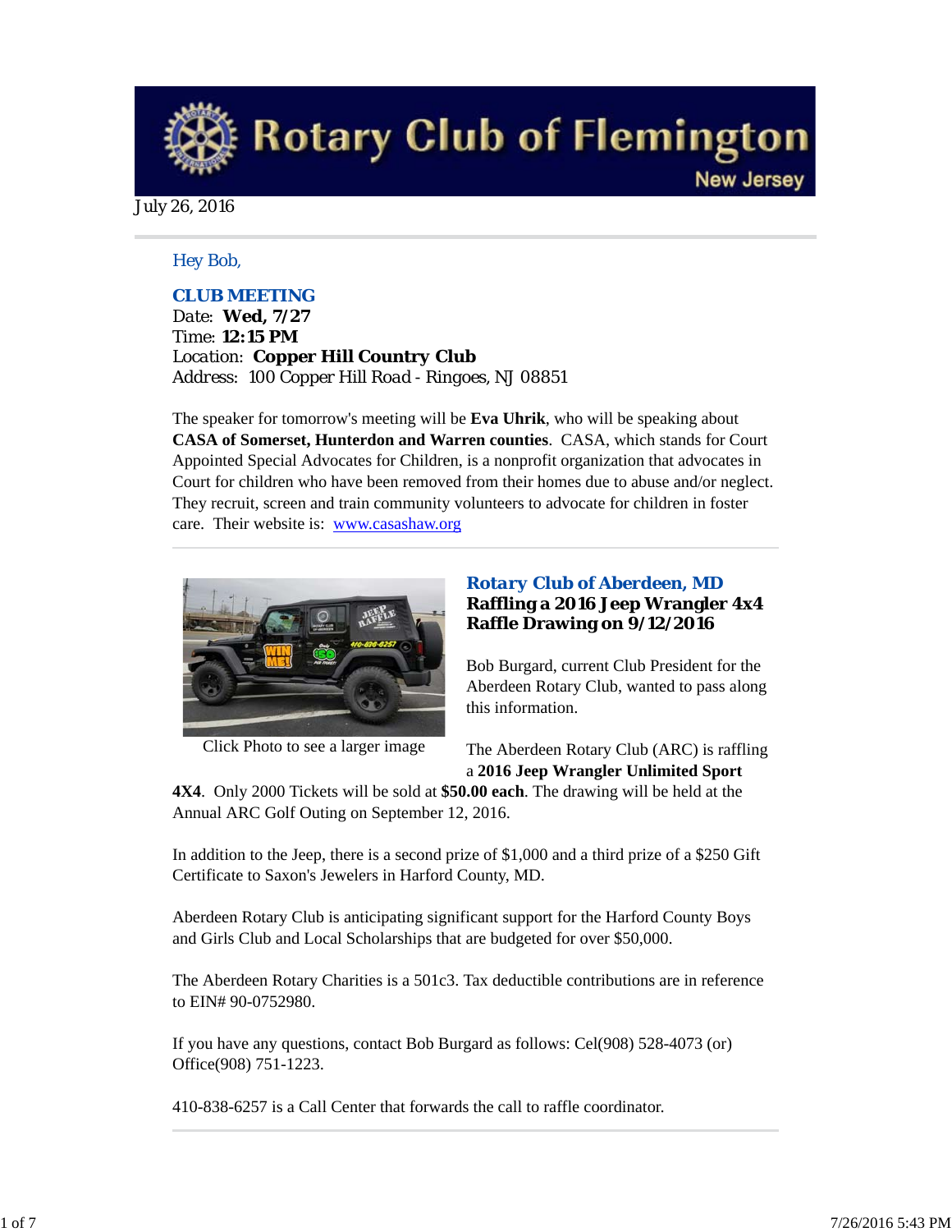# Rotary Club of Flemington

New Jersey

July 26, 2016

Hey Bob,

**CLUB MEETING**

Date: **Wed, 7/27**
Time: **12:15 PM**
Location: **Copper Hill Country Club**
Address: 100 Copper Hill Road - Ringoes, NJ 08851

The speaker for tomorrow's meeting will be **Eva Uhrik**, who will be speaking about **CASA of Somerset, Hunterdon and Warren counties**. CASA, which stands for Court Appointed Special Advocates for Children, is a nonprofit organization that advocates in Court for children who have been removed from their homes due to abuse and/or neglect. They recruit, screen and train community volunteers to advocate for children in foster care. Their website is: [www.casashaw.org](http://www.casashaw.org)

---

Click Photo to see a larger image

## Rotary Club of Aberdeen, MD

**Raffling a 2016 Jeep Wrangler 4x4**
**Raffle Drawing on 9/12/2016**

Bob Burgard, current Club President for the Aberdeen Rotary Club, wanted to pass along this information.

The Aberdeen Rotary Club (ARC) is raffling a **2016 Jeep Wrangler Unlimited Sport 4X4**. Only 2000 Tickets will be sold at **$50.00 each**. The drawing will be held at the Annual ARC Golf Outing on September 12, 2016.

In addition to the Jeep, there is a second prize of $1,000 and a third prize of a $250 Gift Certificate to Saxon's Jewelers in Harford County, MD.

Aberdeen Rotary Club is anticipating significant support for the Harford County Boys and Girls Club and Local Scholarships that are budgeted for over $50,000.

The Aberdeen Rotary Charities is a 501c3. Tax deductible contributions are in reference to EIN# 90-0752980.

If you have any questions, contact Bob Burgard as follows: Cel(908) 528-4073 (or) Office(908) 751-1223.

410-838-6257 is a Call Center that forwards the call to raffle coordinator.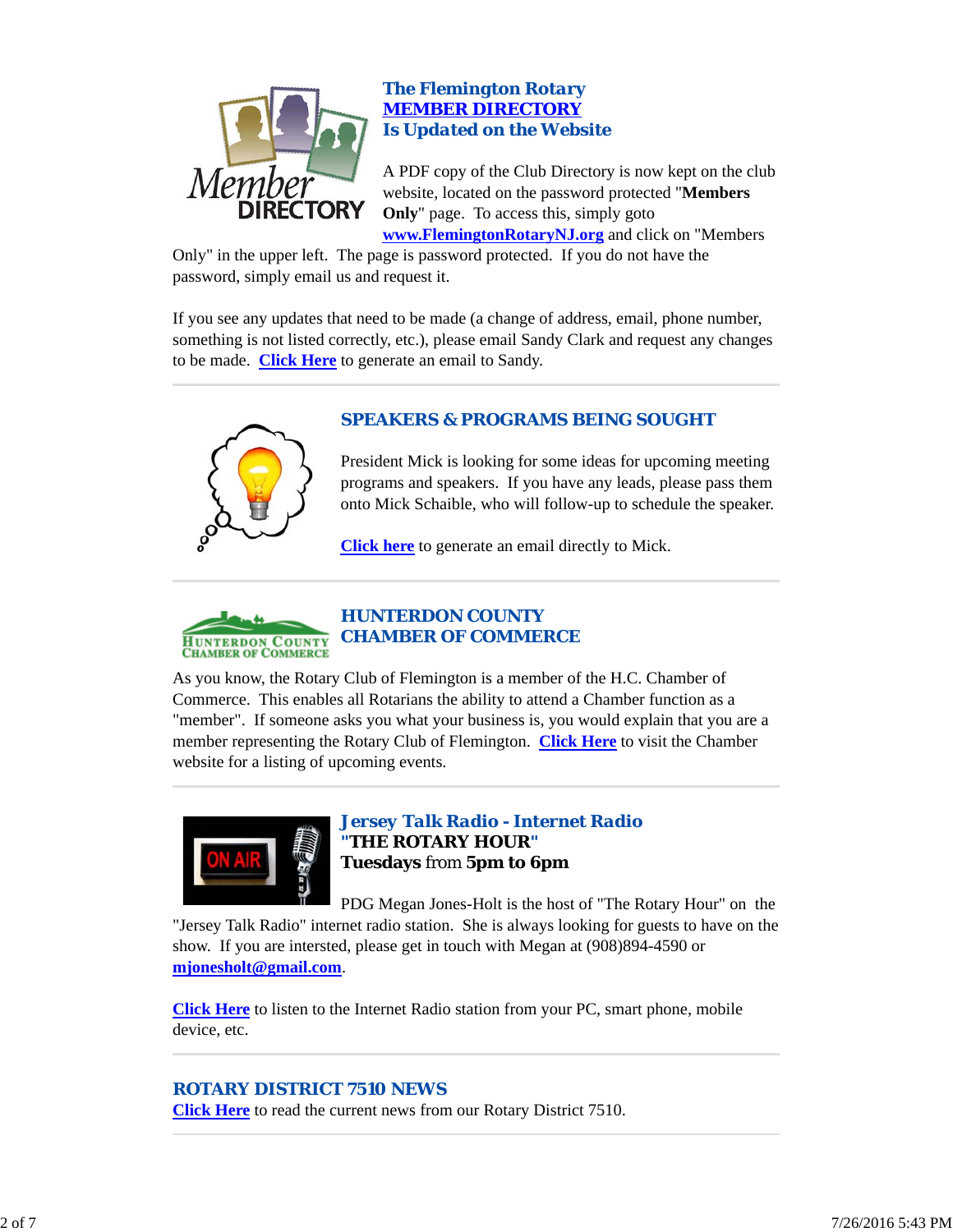## The Flemington Rotary MEMBER DIRECTORY Is Updated on the Website

A PDF copy of the Club Directory is now kept on the club website, located on the password protected "**Members Only**" page. To access this, simply goto **www.FlemingtonRotaryNJ.org** and click on "Members Only" in the upper left. The page is password protected. If you do not have the password, simply email us and request it.

If you see any updates that need to be made (a change of address, email, phone number, something is not listed correctly, etc.), please email Sandy Clark and request any changes to be made. **Click Here** to generate an email to Sandy.

## SPEAKERS & PROGRAMS BEING SOUGHT

President Mick is looking for some ideas for upcoming meeting programs and speakers. If you have any leads, please pass them onto Mick Schaible, who will follow-up to schedule the speaker.

**Click here** to generate an email directly to Mick.

## HUNTERDON COUNTY CHAMBER OF COMMERCE

As you know, the Rotary Club of Flemington is a member of the H.C. Chamber of Commerce. This enables all Rotarians the ability to attend a Chamber function as a "member". If someone asks you what your business is, you would explain that you are a member representing the Rotary Club of Flemington. **Click Here** to visit the Chamber website for a listing of upcoming events.

## Jersey Talk Radio - Internet Radio

**"THE ROTARY HOUR"**

**Tuesdays** from **5pm to 6pm**

PDG Megan Jones-Holt is the host of "The Rotary Hour" on the "Jersey Talk Radio" internet radio station. She is always looking for guests to have on the show. If you are intersted, please get in touch with Megan at (908)894-4590 or **mjonesholt@gmail.com**.

**Click Here** to listen to the Internet Radio station from your PC, smart phone, mobile device, etc.

## ROTARY DISTRICT 7510 NEWS

**Click Here** to read the current news from our Rotary District 7510.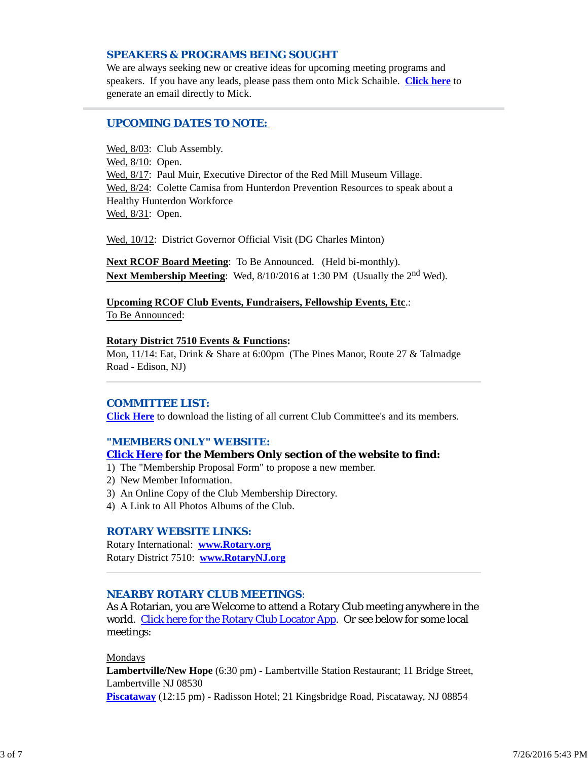## SPEAKERS & PROGRAMS BEING SOUGHT

We are always seeking new or creative ideas for upcoming meeting programs and speakers. If you have any leads, please pass them onto Mick Schaible. **Click here** to generate an email directly to Mick.

## UPCOMING DATES TO NOTE:

Wed, 8/03: Club Assembly.
Wed, 8/10: Open.
Wed, 8/17: Paul Muir, Executive Director of the Red Mill Museum Village.
Wed, 8/24: Colette Camisa from Hunterdon Prevention Resources to speak about a Healthy Hunterdon Workforce
Wed, 8/31: Open.

Wed, 10/12: District Governor Official Visit (DG Charles Minton)

**Next RCOF Board Meeting**: To Be Announced. (Held bi-monthly).
**Next Membership Meeting**: Wed, 8/10/2016 at 1:30 PM (Usually the 2nd Wed).

**Upcoming RCOF Club Events, Fundraisers, Fellowship Events, Etc**.:
To Be Announced:

**Rotary District 7510 Events & Functions:**
Mon, 11/14: Eat, Drink & Share at 6:00pm (The Pines Manor, Route 27 & Talmadge Road - Edison, NJ)

## COMMITTEE LIST:

**Click Here** to download the listing of all current Club Committee's and its members.

## "MEMBERS ONLY" WEBSITE:

**Click Here for the Members Only section of the website to find:**

1) The "Membership Proposal Form" to propose a new member.
2) New Member Information.
3) An Online Copy of the Club Membership Directory.
4) A Link to All Photos Albums of the Club.

## ROTARY WEBSITE LINKS:

Rotary International: **www.Rotary.org**
Rotary District 7510: **www.RotaryNJ.org**

## NEARBY ROTARY CLUB MEETINGS:

As A Rotarian, you are Welcome to attend a Rotary Club meeting anywhere in the world. Click here for the Rotary Club Locator App. Or see below for some local meetings:

Mondays
**Lambertville/New Hope** (6:30 pm) - Lambertville Station Restaurant; 11 Bridge Street, Lambertville NJ 08530
**Piscataway** (12:15 pm) - Radisson Hotel; 21 Kingsbridge Road, Piscataway, NJ 08854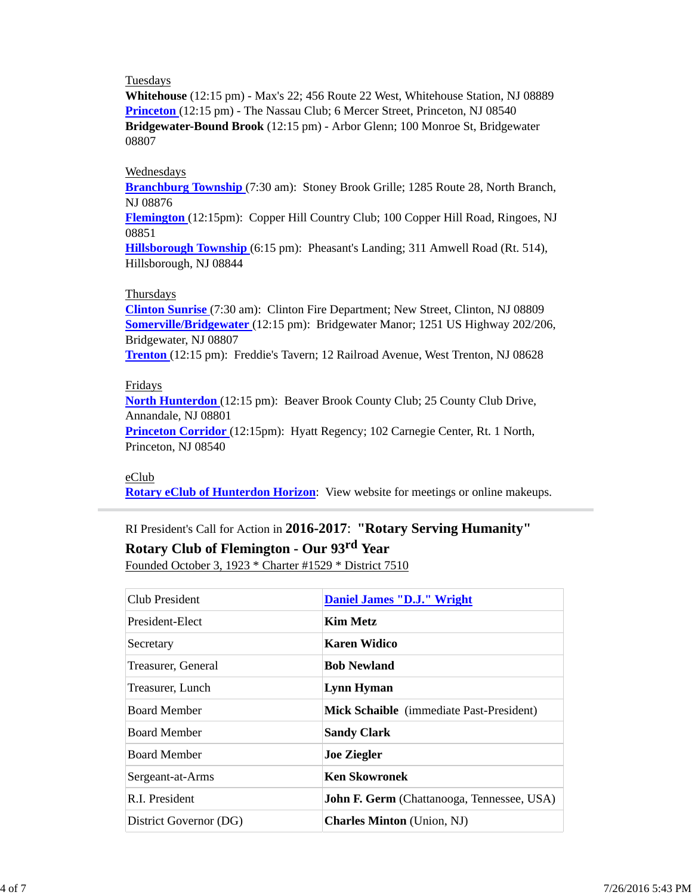Tuesdays

**Whitehouse** (12:15 pm) - Max's 22; 456 Route 22 West, Whitehouse Station, NJ 08889
**Princeton** (12:15 pm) - The Nassau Club; 6 Mercer Street, Princeton, NJ 08540
**Bridgewater-Bound Brook** (12:15 pm) - Arbor Glenn; 100 Monroe St, Bridgewater 08807

Wednesdays

**Branchburg Township** (7:30 am): Stoney Brook Grille; 1285 Route 28, North Branch, NJ 08876
**Flemington** (12:15pm): Copper Hill Country Club; 100 Copper Hill Road, Ringoes, NJ 08851
**Hillsborough Township** (6:15 pm): Pheasant's Landing; 311 Amwell Road (Rt. 514), Hillsborough, NJ 08844

Thursdays

**Clinton Sunrise** (7:30 am): Clinton Fire Department; New Street, Clinton, NJ 08809
**Somerville/Bridgewater** (12:15 pm): Bridgewater Manor; 1251 US Highway 202/206, Bridgewater, NJ 08807
**Trenton** (12:15 pm): Freddie's Tavern; 12 Railroad Avenue, West Trenton, NJ 08628

Fridays

**North Hunterdon** (12:15 pm): Beaver Brook County Club; 25 County Club Drive, Annandale, NJ 08801
**Princeton Corridor** (12:15pm): Hyatt Regency; 102 Carnegie Center, Rt. 1 North, Princeton, NJ 08540

eClub

**Rotary eClub of Hunterdon Horizon**: View website for meetings or online makeups.

---

RI President's Call for Action in **2016-2017**: **"Rotary Serving Humanity"**

**Rotary Club of Flemington - Our 93rd Year**

Founded October 3, 1923 * Charter #1529 * District 7510

| | |
|---|---|
| Club President | **Daniel James "D.J." Wright** |
| President-Elect | **Kim Metz** |
| Secretary | **Karen Widico** |
| Treasurer, General | **Bob Newland** |
| Treasurer, Lunch | **Lynn Hyman** |
| Board Member | **Mick Schaible** (immediate Past-President) |
| Board Member | **Sandy Clark** |
| Board Member | **Joe Ziegler** |
| Sergeant-at-Arms | **Ken Skowronek** |
| R.I. President | **John F. Germ** (Chattanooga, Tennessee, USA) |
| District Governor (DG) | **Charles Minton** (Union, NJ) |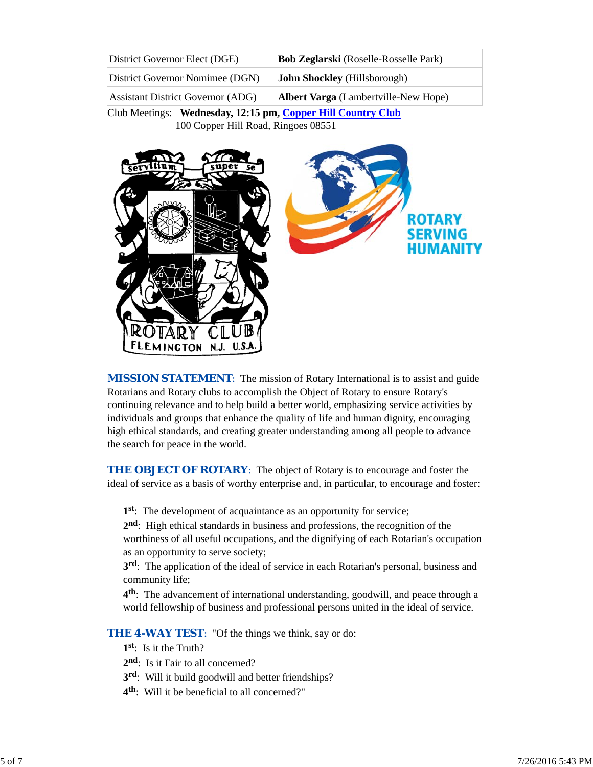| District Governor Elect (DGE) | **Bob Zeglarski** (Roselle-Rosselle Park) |
|---|---|
| District Governor Nominee (DGN) | **John Shockley** (Hillsborough) |
| Assistant District Governor (ADG) | **Albert Varga** (Lambertville-New Hope) |

Club Meetings: **Wednesday, 12:15 pm, Copper Hill Country Club**
100 Copper Hill Road, Ringoes 08551

**MISSION STATEMENT**: The mission of Rotary International is to assist and guide Rotarians and Rotary clubs to accomplish the Object of Rotary to ensure Rotary's continuing relevance and to help build a better world, emphasizing service activities by individuals and groups that enhance the quality of life and human dignity, encouraging high ethical standards, and creating greater understanding among all people to advance the search for peace in the world.

**THE OBJECT OF ROTARY**: The object of Rotary is to encourage and foster the ideal of service as a basis of worthy enterprise and, in particular, to encourage and foster:

**1st**: The development of acquaintance as an opportunity for service;
**2nd**: High ethical standards in business and professions, the recognition of the worthiness of all useful occupations, and the dignifying of each Rotarian's occupation as an opportunity to serve society;
**3rd**: The application of the ideal of service in each Rotarian's personal, business and community life;
**4th**: The advancement of international understanding, goodwill, and peace through a world fellowship of business and professional persons united in the ideal of service.

**THE 4-WAY TEST**: "Of the things we think, say or do:
**1st**: Is it the Truth?
**2nd**: Is it Fair to all concerned?
**3rd**: Will it build goodwill and better friendships?
**4th**: Will it be beneficial to all concerned?"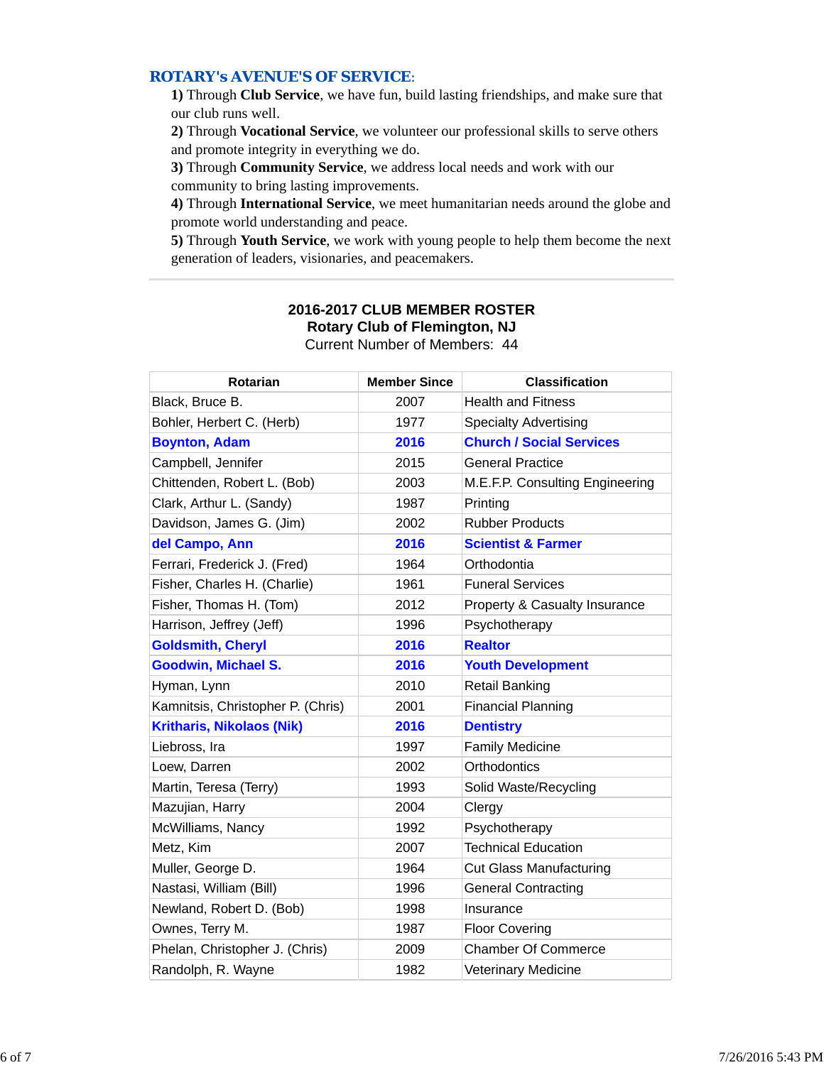## ROTARY's AVENUE'S OF SERVICE:

**1)** Through **Club Service**, we have fun, build lasting friendships, and make sure that our club runs well.
**2)** Through **Vocational Service**, we volunteer our professional skills to serve others and promote integrity in everything we do.
**3)** Through **Community Service**, we address local needs and work with our community to bring lasting improvements.
**4)** Through **International Service**, we meet humanitarian needs around the globe and promote world understanding and peace.
**5)** Through **Youth Service**, we work with young people to help them become the next generation of leaders, visionaries, and peacemakers.

---

**2016-2017 CLUB MEMBER ROSTER**
**Rotary Club of Flemington, NJ**
Current Number of Members: 44

| Rotarian | Member Since | Classification |
|---|---|---|
| Black, Bruce B. | 2007 | Health and Fitness |
| Bohler, Herbert C. (Herb) | 1977 | Specialty Advertising |
| **Boynton, Adam** | **2016** | **Church / Social Services** |
| Campbell, Jennifer | 2015 | General Practice |
| Chittenden, Robert L. (Bob) | 2003 | M.E.F.P. Consulting Engineering |
| Clark, Arthur L. (Sandy) | 1987 | Printing |
| Davidson, James G. (Jim) | 2002 | Rubber Products |
| **del Campo, Ann** | **2016** | **Scientist & Farmer** |
| Ferrari, Frederick J. (Fred) | 1964 | Orthodontia |
| Fisher, Charles H. (Charlie) | 1961 | Funeral Services |
| Fisher, Thomas H. (Tom) | 2012 | Property & Casualty Insurance |
| Harrison, Jeffrey (Jeff) | 1996 | Psychotherapy |
| **Goldsmith, Cheryl** | **2016** | **Realtor** |
| **Goodwin, Michael S.** | **2016** | **Youth Development** |
| Hyman, Lynn | 2010 | Retail Banking |
| Kamnitsis, Christopher P. (Chris) | 2001 | Financial Planning |
| **Kritharis, Nikolaos (Nik)** | **2016** | **Dentistry** |
| Liebross, Ira | 1997 | Family Medicine |
| Loew, Darren | 2002 | Orthodontics |
| Martin, Teresa (Terry) | 1993 | Solid Waste/Recycling |
| Mazujian, Harry | 2004 | Clergy |
| McWilliams, Nancy | 1992 | Psychotherapy |
| Metz, Kim | 2007 | Technical Education |
| Muller, George D. | 1964 | Cut Glass Manufacturing |
| Nastasi, William (Bill) | 1996 | General Contracting |
| Newland, Robert D. (Bob) | 1998 | Insurance |
| Ownes, Terry M. | 1987 | Floor Covering |
| Phelan, Christopher J. (Chris) | 2009 | Chamber Of Commerce |
| Randolph, R. Wayne | 1982 | Veterinary Medicine |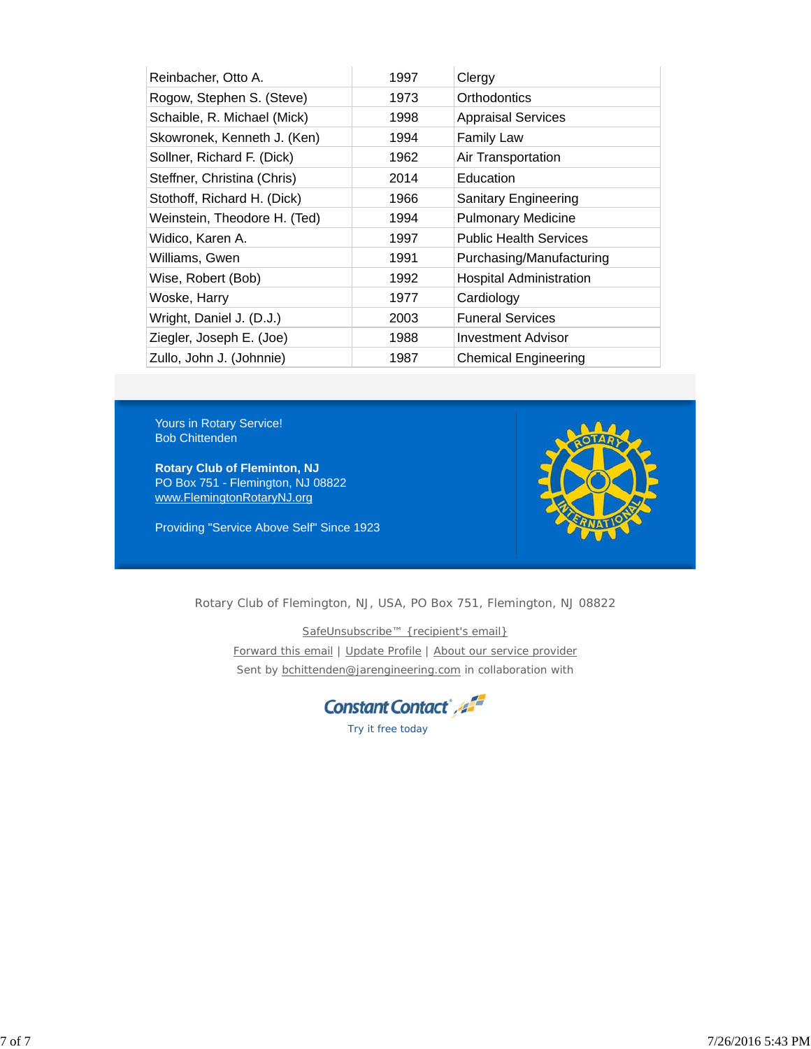| | | |
|---|---|---|
| Reinbacher, Otto A. | 1997 | Clergy |
| Rogow, Stephen S. (Steve) | 1973 | Orthodontics |
| Schaible, R. Michael (Mick) | 1998 | Appraisal Services |
| Skowronek, Kenneth J. (Ken) | 1994 | Family Law |
| Sollner, Richard F. (Dick) | 1962 | Air Transportation |
| Steffner, Christina (Chris) | 2014 | Education |
| Stothoff, Richard H. (Dick) | 1966 | Sanitary Engineering |
| Weinstein, Theodore H. (Ted) | 1994 | Pulmonary Medicine |
| Widico, Karen A. | 1997 | Public Health Services |
| Williams, Gwen | 1991 | Purchasing/Manufacturing |
| Wise, Robert (Bob) | 1992 | Hospital Administration |
| Woske, Harry | 1977 | Cardiology |
| Wright, Daniel J. (D.J.) | 2003 | Funeral Services |
| Ziegler, Joseph E. (Joe) | 1988 | Investment Advisor |
| Zullo, John J. (Johnnie) | 1987 | Chemical Engineering |

Yours in Rotary Service!
Bob Chittenden

**Rotary Club of Fleminton, NJ**
PO Box 751 - Flemington, NJ 08822
www.FlemingtonRotaryNJ.org

Providing "Service Above Self" Since 1923

ROTARY INTERNATIONAL

Rotary Club of Flemington, NJ, USA, PO Box 751, Flemington, NJ 08822

SafeUnsubscribe™ {recipient's email}

Forward this email | Update Profile | About our service provider

Sent by bchittenden@jarengineering.com in collaboration with

Constant Contact

Try it free today